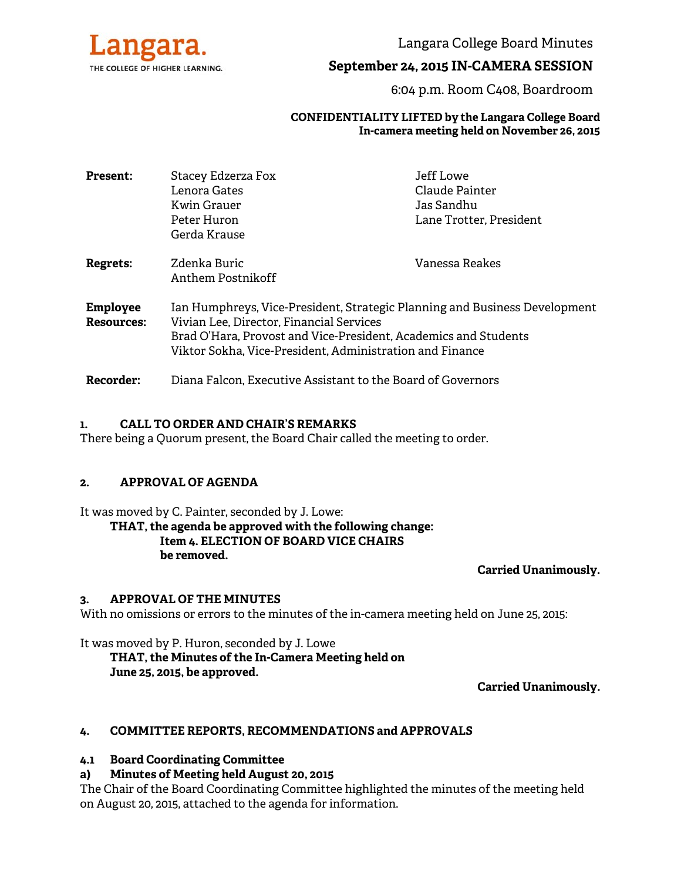Langara.
THE COLLEGE OF HIGHER LEARNING.

Langara College Board Minutes

**September 24, 2015 IN-CAMERA SESSION**

6:04 p.m. Room C408, Boardroom

**CONFIDENTIALITY LIFTED by the Langara College Board**
**In-camera meeting held on November 26, 2015**

| | | |
|---|---|---|
| **Present:** | Stacey Edzerza Fox<br>Lenora Gates<br>Kwin Grauer<br>Peter Huron<br>Gerda Krause | Jeff Lowe<br>Claude Painter<br>Jas Sandhu<br>Lane Trotter, President |
| **Regrets:** | Zdenka Buric<br>Anthem Postnikoff | Vanessa Reakes |
| **Employee Resources:** | Ian Humphreys, Vice-President, Strategic Planning and Business Development<br>Vivian Lee, Director, Financial Services<br>Brad O'Hara, Provost and Vice-President, Academics and Students<br>Viktor Sokha, Vice-President, Administration and Finance | |
| **Recorder:** | Diana Falcon, Executive Assistant to the Board of Governors | |

## 1. CALL TO ORDER AND CHAIR'S REMARKS

There being a Quorum present, the Board Chair called the meeting to order.

## 2. APPROVAL OF AGENDA

It was moved by C. Painter, seconded by J. Lowe:

**THAT, the agenda be approved with the following change:**
**Item 4. ELECTION OF BOARD VICE CHAIRS**
**be removed.**

**Carried Unanimously.**

## 3. APPROVAL OF THE MINUTES

With no omissions or errors to the minutes of the in-camera meeting held on June 25, 2015:

It was moved by P. Huron, seconded by J. Lowe

**THAT, the Minutes of the In-Camera Meeting held on June 25, 2015, be approved.**

**Carried Unanimously.**

## 4. COMMITTEE REPORTS, RECOMMENDATIONS and APPROVALS

### 4.1 Board Coordinating Committee

**a) Minutes of Meeting held August 20, 2015**

The Chair of the Board Coordinating Committee highlighted the minutes of the meeting held on August 20, 2015, attached to the agenda for information.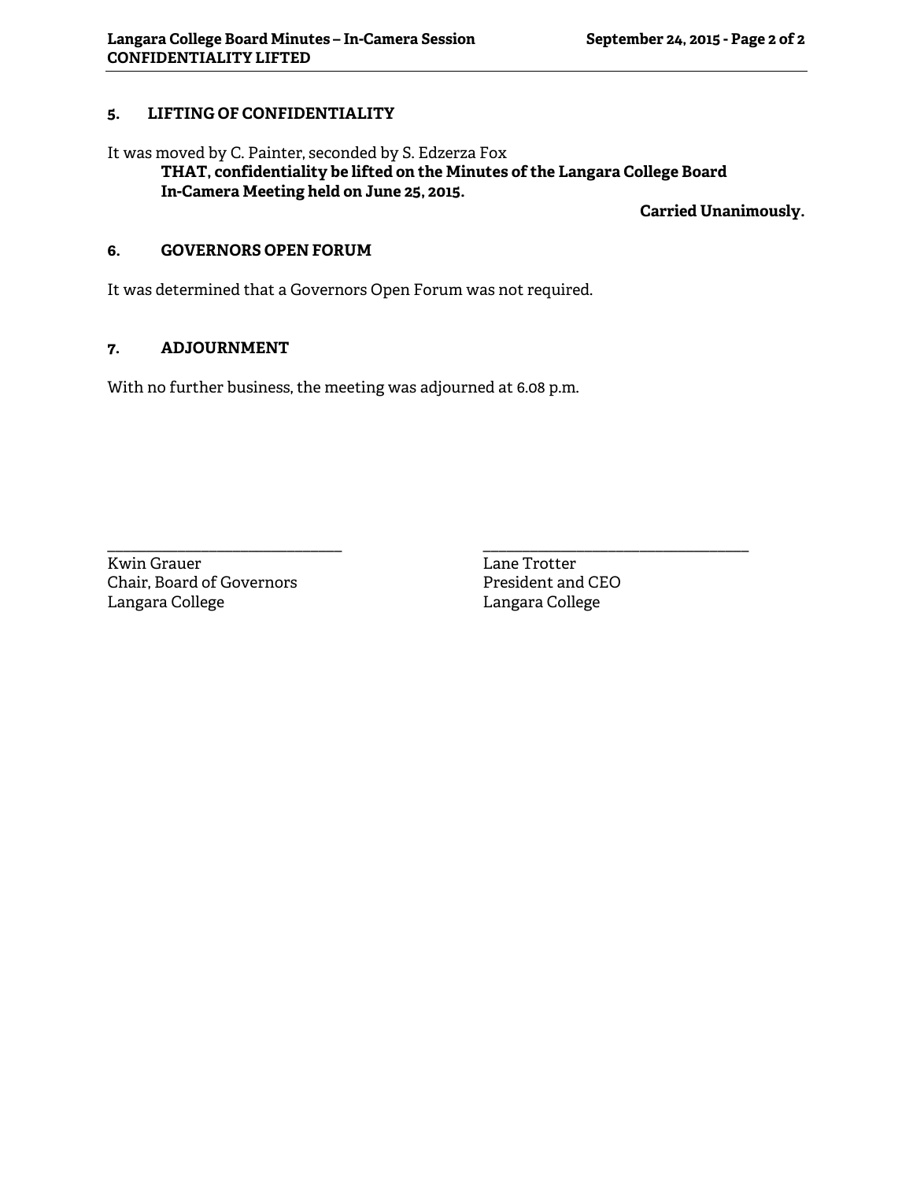## 5. LIFTING OF CONFIDENTIALITY

It was moved by C. Painter, seconded by S. Edzerza Fox

> **THAT, confidentiality be lifted on the Minutes of the Langara College Board In-Camera Meeting held on June 25, 2015.**

**Carried Unanimously.**

## 6. GOVERNORS OPEN FORUM

It was determined that a Governors Open Forum was not required.

## 7. ADJOURNMENT

With no further business, the meeting was adjourned at 6.08 p.m.

\_\_\_\_\_\_\_\_\_\_\_\_\_\_\_\_\_\_\_\_\_\_\_\_\_\_\_\_\_\_
Kwin Grauer
Chair, Board of Governors
Langara College

\_\_\_\_\_\_\_\_\_\_\_\_\_\_\_\_\_\_\_\_\_\_\_\_\_\_\_\_\_\_
Lane Trotter
President and CEO
Langara College